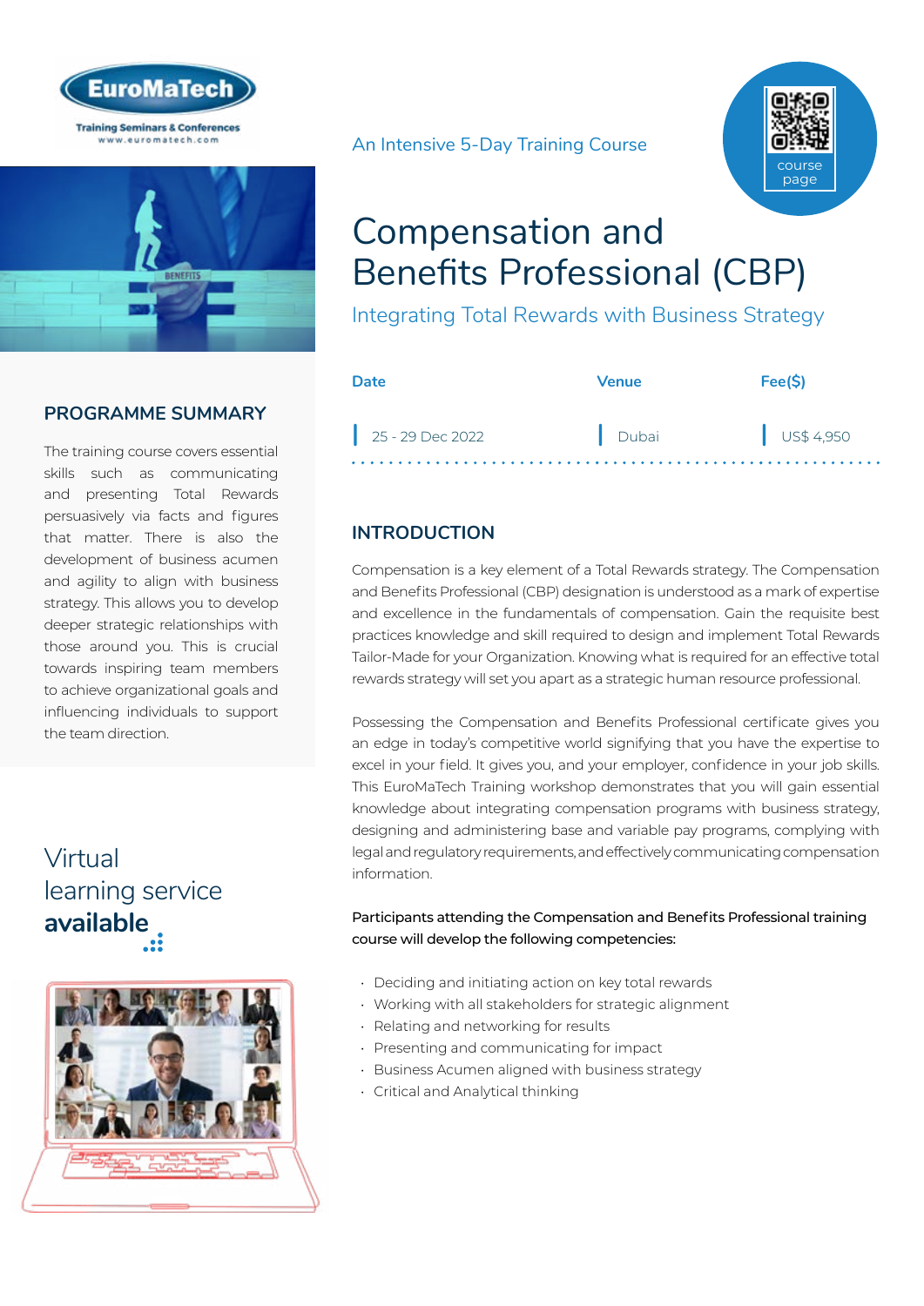EuroMaTech

Training Seminars & Conferences
www.euromatech.com

An Intensive 5-Day Training Course

course page

# Compensation and Benefits Professional (CBP)

Integrating Total Rewards with Business Strategy

| Date | Venue | Fee($) |
|---|---|---|
| 25 - 29 Dec 2022 | Dubai | US$ 4,950 |

## PROGRAMME SUMMARY

The training course covers essential skills such as communicating and presenting Total Rewards persuasively via facts and figures that matter. There is also the development of business acumen and agility to align with business strategy. This allows you to develop deeper strategic relationships with those around you. This is crucial towards inspiring team members to achieve organizational goals and influencing individuals to support the team direction.

Virtual learning service **available**

## INTRODUCTION

Compensation is a key element of a Total Rewards strategy. The Compensation and Benefits Professional (CBP) designation is understood as a mark of expertise and excellence in the fundamentals of compensation. Gain the requisite best practices knowledge and skill required to design and implement Total Rewards Tailor-Made for your Organization. Knowing what is required for an effective total rewards strategy will set you apart as a strategic human resource professional.

Possessing the Compensation and Benefits Professional certificate gives you an edge in today's competitive world signifying that you have the expertise to excel in your field. It gives you, and your employer, confidence in your job skills. This EuroMaTech Training workshop demonstrates that you will gain essential knowledge about integrating compensation programs with business strategy, designing and administering base and variable pay programs, complying with legal and regulatory requirements, and effectively communicating compensation information.

**Participants attending the Compensation and Benefits Professional training course will develop the following competencies:**

- Deciding and initiating action on key total rewards
- Working with all stakeholders for strategic alignment
- Relating and networking for results
- Presenting and communicating for impact
- Business Acumen aligned with business strategy
- Critical and Analytical thinking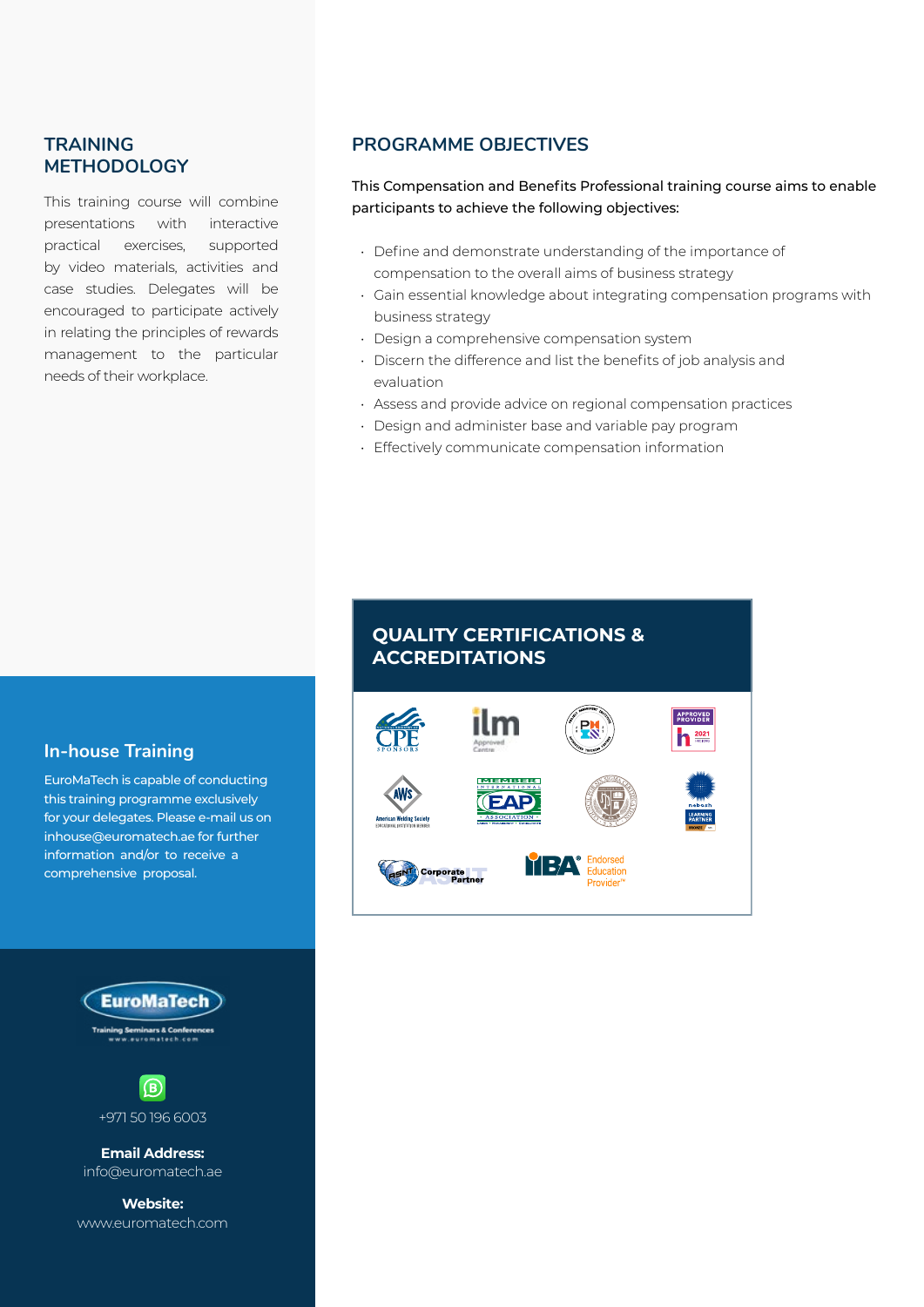## TRAINING METHODOLOGY

This training course will combine presentations with interactive practical exercises, supported by video materials, activities and case studies. Delegates will be encouraged to participate actively in relating the principles of rewards management to the particular needs of their workplace.

## PROGRAMME OBJECTIVES

This Compensation and Benefits Professional training course aims to enable participants to achieve the following objectives:

- Define and demonstrate understanding of the importance of compensation to the overall aims of business strategy
- Gain essential knowledge about integrating compensation programs with business strategy
- Design a comprehensive compensation system
- Discern the difference and list the benefits of job analysis and evaluation
- Assess and provide advice on regional compensation practices
- Design and administer base and variable pay program
- Effectively communicate compensation information

## In-house Training

EuroMaTech is capable of conducting this training programme exclusively for your delegates. Please e-mail us on inhouse@euromatech.ae for further information and/or to receive a comprehensive proposal.

## QUALITY CERTIFICATIONS & ACCREDITATIONS

EuroMaTech
Training Seminars & Conferences
www.euromatech.com

+971 50 196 6003

**Email Address:**
info@euromatech.ae

**Website:**
www.euromatech.com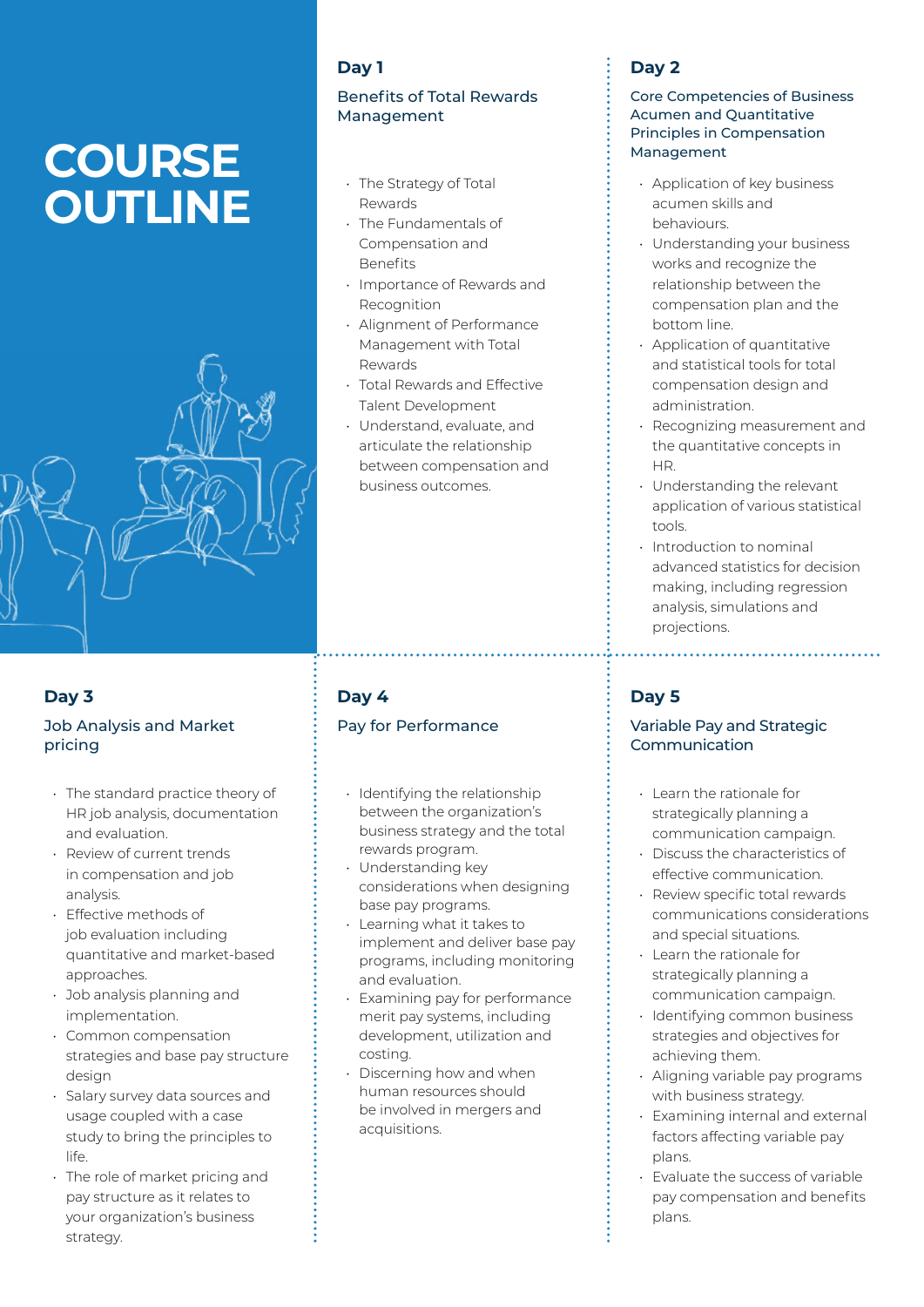# COURSE OUTLINE

## Day 1

### Benefits of Total Rewards Management

- The Strategy of Total Rewards
- The Fundamentals of Compensation and Benefits
- Importance of Rewards and Recognition
- Alignment of Performance Management with Total Rewards
- Total Rewards and Effective Talent Development
- Understand, evaluate, and articulate the relationship between compensation and business outcomes.

## Day 2

### Core Competencies of Business Acumen and Quantitative Principles in Compensation Management

- Application of key business acumen skills and behaviours.
- Understanding your business works and recognize the relationship between the compensation plan and the bottom line.
- Application of quantitative and statistical tools for total compensation design and administration.
- Recognizing measurement and the quantitative concepts in HR.
- Understanding the relevant application of various statistical tools.
- Introduction to nominal advanced statistics for decision making, including regression analysis, simulations and projections.

## Day 3

### Job Analysis and Market pricing

- The standard practice theory of HR job analysis, documentation and evaluation.
- Review of current trends in compensation and job analysis.
- Effective methods of job evaluation including quantitative and market-based approaches.
- Job analysis planning and implementation.
- Common compensation strategies and base pay structure design
- Salary survey data sources and usage coupled with a case study to bring the principles to life.
- The role of market pricing and pay structure as it relates to your organization's business strategy.

## Day 4

### Pay for Performance

- Identifying the relationship between the organization's business strategy and the total rewards program.
- Understanding key considerations when designing base pay programs.
- Learning what it takes to implement and deliver base pay programs, including monitoring and evaluation.
- Examining pay for performance merit pay systems, including development, utilization and costing.
- Discerning how and when human resources should be involved in mergers and acquisitions.

## Day 5

### Variable Pay and Strategic Communication

- Learn the rationale for strategically planning a communication campaign.
- Discuss the characteristics of effective communication.
- Review specific total rewards communications considerations and special situations.
- Learn the rationale for strategically planning a communication campaign.
- Identifying common business strategies and objectives for achieving them.
- Aligning variable pay programs with business strategy.
- Examining internal and external factors affecting variable pay plans.
- Evaluate the success of variable pay compensation and benefits plans.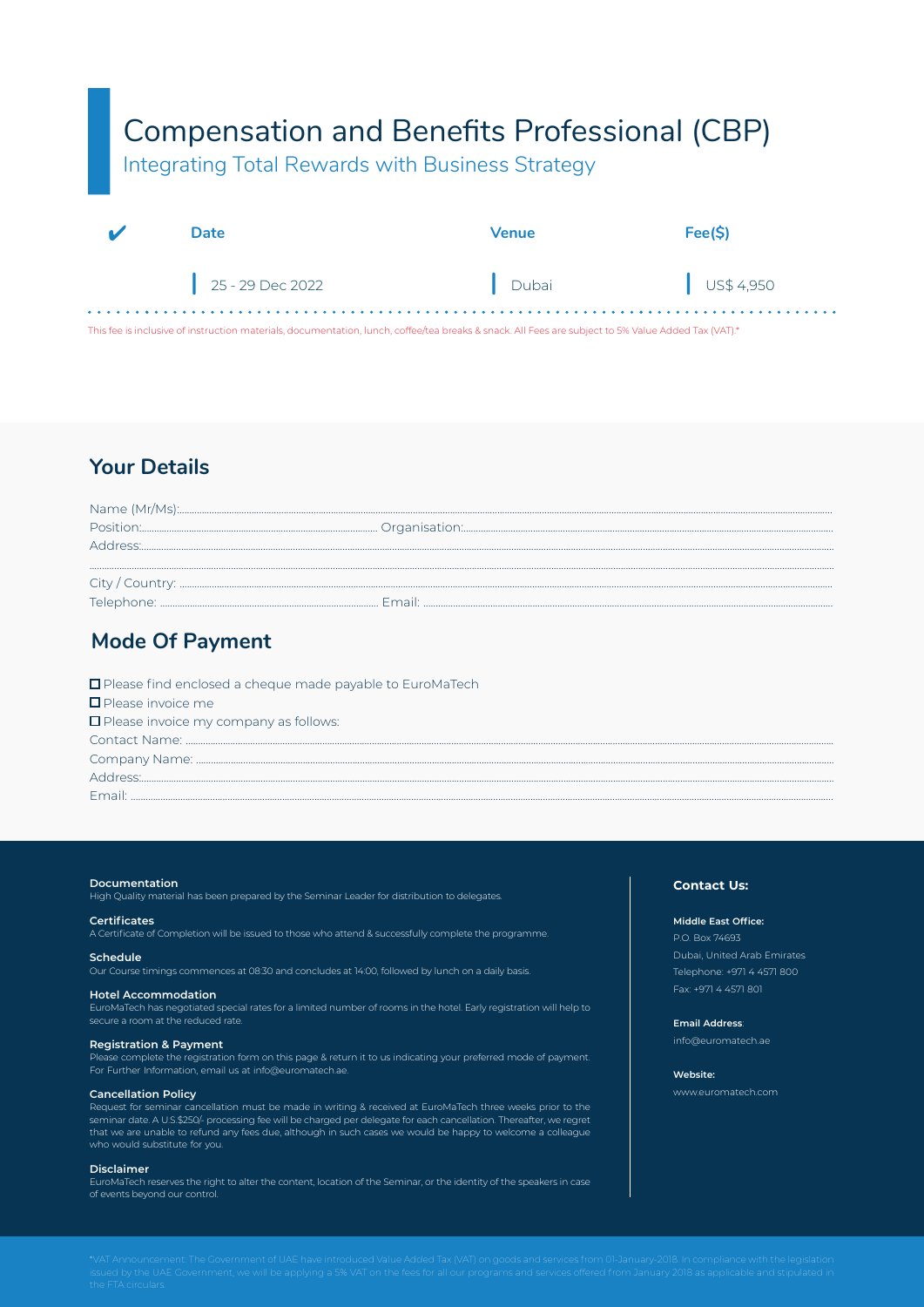# Compensation and Benefits Professional (CBP)

## Integrating Total Rewards with Business Strategy

| | Date | Venue | Fee($) |
|---|---|---|---|
| ✔ | 25 - 29 Dec 2022 | Dubai | US$ 4,950 |

This fee is inclusive of instruction materials, documentation, lunch, coffee/tea breaks & snack. All Fees are subject to 5% Value Added Tax (VAT).*

## Your Details

Name (Mr/Ms):

Position: Organisation:

Address:

City / Country:

Telephone: Email:

## Mode Of Payment

- ☐ Please find enclosed a cheque made payable to EuroMaTech
- ☐ Please invoice me
- ☐ Please invoice my company as follows:

Contact Name:

Company Name:

Address:

Email:

**Documentation**
High Quality material has been prepared by the Seminar Leader for distribution to delegates.

**Certificates**
A Certificate of Completion will be issued to those who attend & successfully complete the programme.

**Schedule**
Our Course timings commences at 08:30 and concludes at 14:00, followed by lunch on a daily basis.

**Hotel Accommodation**
EuroMaTech has negotiated special rates for a limited number of rooms in the hotel. Early registration will help to secure a room at the reduced rate.

**Registration & Payment**
Please complete the registration form on this page & return it to us indicating your preferred mode of payment. For Further Information, email us at info@euromatech.ae.

**Cancellation Policy**
Request for seminar cancellation must be made in writing & received at EuroMaTech three weeks prior to the seminar date. A U.S $250/- processing fee will be charged per delegate for each cancellation. Thereafter, we regret that we are unable to refund any fees due, although in such cases we would be happy to welcome a colleague who would substitute for you.

**Disclaimer**
EuroMaTech reserves the right to alter the content, location of the Seminar, or the identity of the speakers in case of events beyond our control.

### Contact Us:

**Middle East Office:**
P.O. Box 74693
Dubai, United Arab Emirates
Telephone: +971 4 4571 800
Fax: +971 4 4571 801

**Email Address**
info@euromatech.ae

**Website:**
www.euromatech.com

*VAT Announcement: The Government of UAE have introduced Value Added Tax (VAT) on goods and services from 01-January-2018. In compliance with the legislation issued by the UAE Government, we will be applying a 5% VAT on the fees for all our programs and services offered from January 2018 as applicable and stipulated in the FTA circulars.